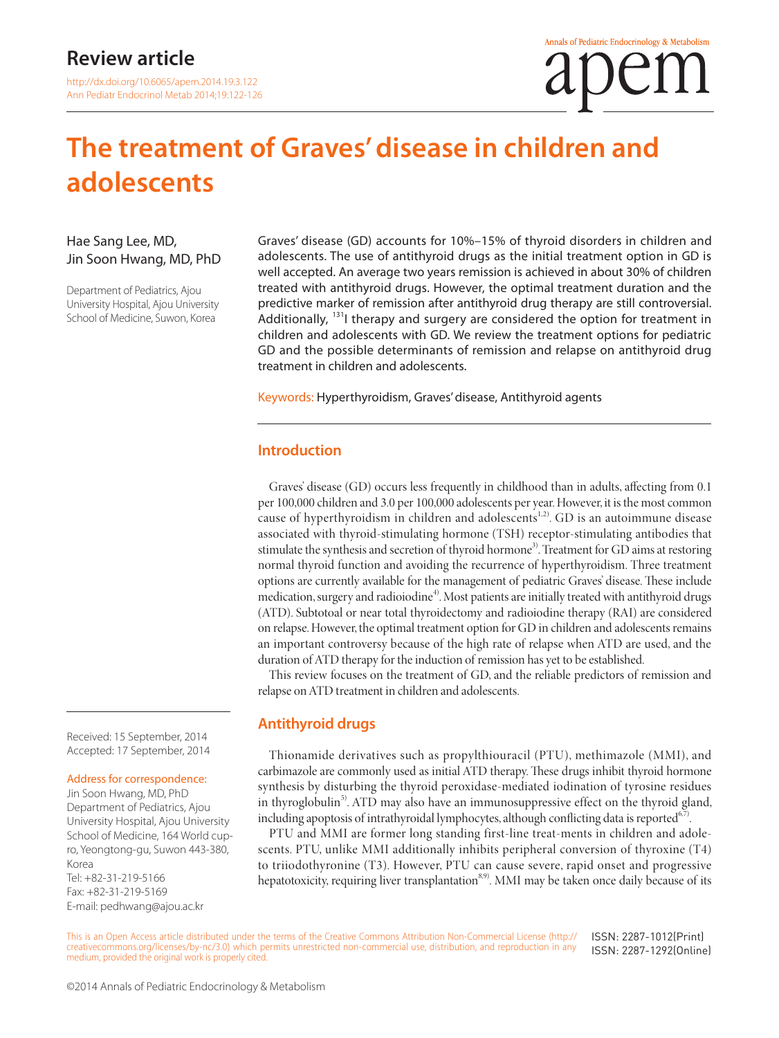Review article

# The treatment of Graves' disease in children and adolescents

Hae Sang Lee, MD, Jin Soon Hwang, MD, PhD

Department of Pediatrics, Ajou University Hospital, Ajou University School of Medicine, Suwon, Korea

Graves' disease (GD) accounts for 10%–15% of thyroid disorders in children and adolescents. The use of antithyroid drugs as the initial treatment option in GD is well accepted. An average two years remission is achieved in about 30% of children treated with antithyroid drugs. However, the optimal treatment duration and the predictive marker of remission after antithyroid drug therapy are still controversial. Additionally, $^{131}$I therapy and surgery are considered the option for treatment in children and adolescents with GD. We review the treatment options for pediatric GD and the possible determinants of remission and relapse on antithyroid drug treatment in children and adolescents.

Keywords: Hyperthyroidism, Graves' disease, Antithyroid agents

## Introduction

Graves' disease (GD) occurs less frequently in childhood than in adults, affecting from 0.1 per 100,000 children and 3.0 per 100,000 adolescents per year. However, it is the most common cause of hyperthyroidism in children and adolescents[1,2]. GD is an autoimmune disease associated with thyroid-stimulating hormone (TSH) receptor-stimulating antibodies that stimulate the synthesis and secretion of thyroid hormone[3]. Treatment for GD aims at restoring normal thyroid function and avoiding the recurrence of hyperthyroidism. Three treatment options are currently available for the management of pediatric Graves' disease. These include medication, surgery and radioiodine[4]. Most patients are initially treated with antithyroid drugs (ATD). Subtotoal or near total thyroidectomy and radioiodine therapy (RAI) are considered on relapse. However, the optimal treatment option for GD in children and adolescents remains an important controversy because of the high rate of relapse when ATD are used, and the duration of ATD therapy for the induction of remission has yet to be established.

This review focuses on the treatment of GD, and the reliable predictors of remission and relapse on ATD treatment in children and adolescents.

## Antithyroid drugs

Thionamide derivatives such as propylthiouracil (PTU), methimazole (MMI), and carbimazole are commonly used as initial ATD therapy. These drugs inhibit thyroid hormone synthesis by disturbing the thyroid peroxidase-mediated iodination of tyrosine residues in thyroglobulin[5]. ATD may also have an immunosuppressive effect on the thyroid gland, including apoptosis of intrathyroidal lymphocytes, although conflicting data is reported[6,7].

PTU and MMI are former long standing first-line treat-ments in children and adolescents. PTU, unlike MMI additionally inhibits peripheral conversion of thyroxine (T4) to triiodothyronine (T3). However, PTU can cause severe, rapid onset and progressive hepatotoxicity, requiring liver transplantation[8,9]. MMI may be taken once daily because of its

Received: 15 September, 2014
Accepted: 17 September, 2014

Address for correspondence:
Jin Soon Hwang, MD, PhD
Department of Pediatrics, Ajou University Hospital, Ajou University School of Medicine, 164 World cup-ro, Yeongtong-gu, Suwon 443-380, Korea
Tel: +82-31-219-5166
Fax: +82-31-219-5169
E-mail: pedhwang@ajou.ac.kr

This is an Open Access article distributed under the terms of the Creative Commons Attribution Non-Commercial License (http://creativecommons.org/licenses/by-nc/3.0) which permits unrestricted non-commercial use, distribution, and reproduction in any medium, provided the original work is properly cited.

ISSN: 2287-1012(Print)
ISSN: 2287-1292(Online)

©2014 Annals of Pediatric Endocrinology & Metabolism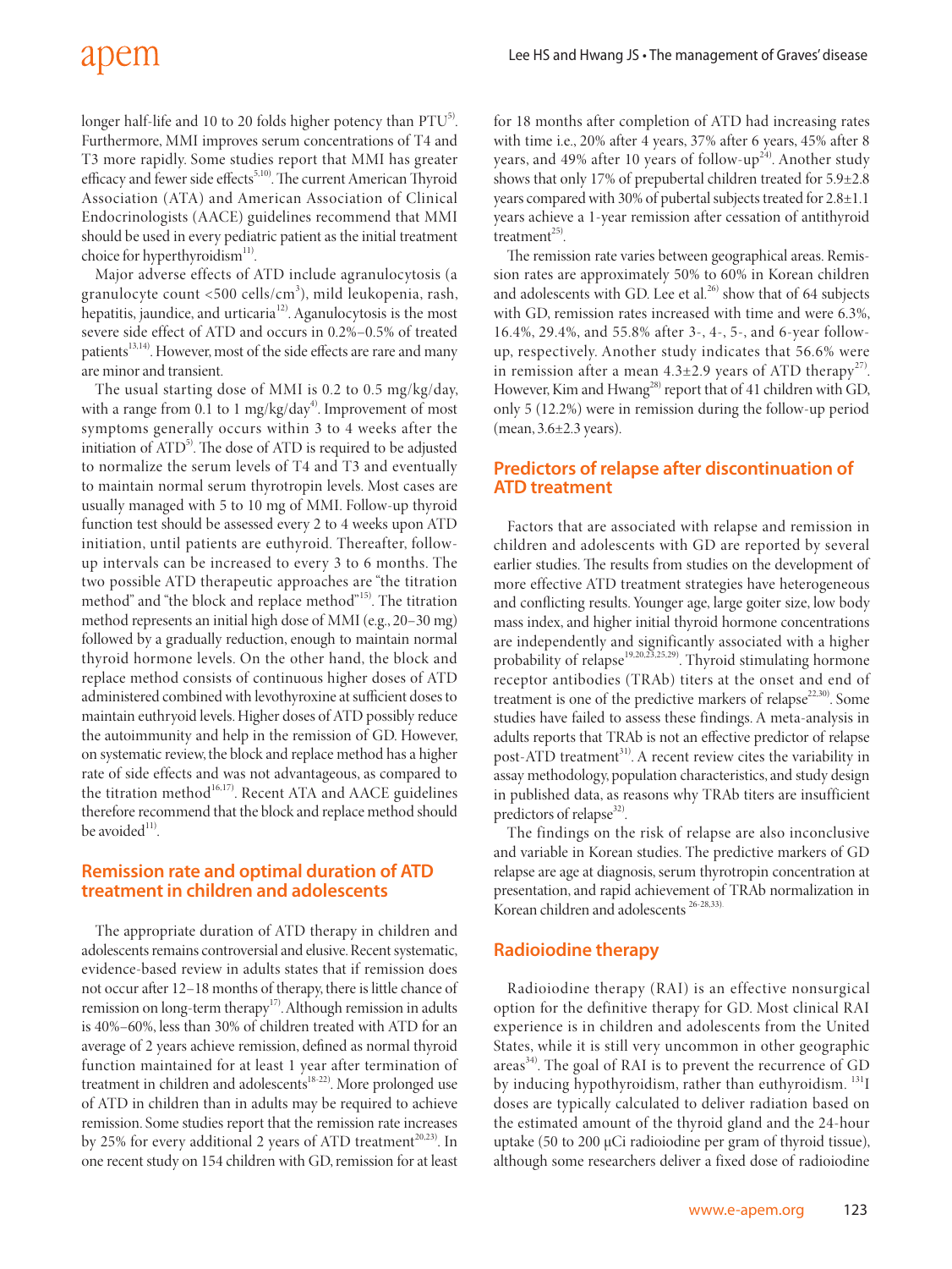longer half-life and 10 to 20 folds higher potency than PTU[5]. Furthermore, MMI improves serum concentrations of T4 and T3 more rapidly. Some studies report that MMI has greater efficacy and fewer side effects[5,10]. The current American Thyroid Association (ATA) and American Association of Clinical Endocrinologists (AACE) guidelines recommend that MMI should be used in every pediatric patient as the initial treatment choice for hyperthyroidism[11].

Major adverse effects of ATD include agranulocytosis (a granulocyte count <500 cells/$cm^3$), mild leukopenia, rash, hepatitis, jaundice, and urticaria[12]. Aganulocytosis is the most severe side effect of ATD and occurs in 0.2%–0.5% of treated patients[13,14]. However, most of the side effects are rare and many are minor and transient.

The usual starting dose of MMI is 0.2 to 0.5 mg/kg/day, with a range from 0.1 to 1 mg/kg/day[4]. Improvement of most symptoms generally occurs within 3 to 4 weeks after the initiation of ATD[5]. The dose of ATD is required to be adjusted to normalize the serum levels of T4 and T3 and eventually to maintain normal serum thyrotropin levels. Most cases are usually managed with 5 to 10 mg of MMI. Follow-up thyroid function test should be assessed every 2 to 4 weeks upon ATD initiation, until patients are euthyroid. Thereafter, follow-up intervals can be increased to every 3 to 6 months. The two possible ATD therapeutic approaches are "the titration method" and "the block and replace method"[15]. The titration method represents an initial high dose of MMI (e.g., 20–30 mg) followed by a gradually reduction, enough to maintain normal thyroid hormone levels. On the other hand, the block and replace method consists of continuous higher doses of ATD administered combined with levothyroxine at sufficient doses to maintain euthryoid levels. Higher doses of ATD possibly reduce the autoimmunity and help in the remission of GD. However, on systematic review, the block and replace method has a higher rate of side effects and was not advantageous, as compared to the titration method[16,17]. Recent ATA and AACE guidelines therefore recommend that the block and replace method should be avoided[11].

## Remission rate and optimal duration of ATD treatment in children and adolescents

The appropriate duration of ATD therapy in children and adolescents remains controversial and elusive. Recent systematic, evidence-based review in adults states that if remission does not occur after 12–18 months of therapy, there is little chance of remission on long-term therapy[17]. Although remission in adults is 40%–60%, less than 30% of children treated with ATD for an average of 2 years achieve remission, defined as normal thyroid function maintained for at least 1 year after termination of treatment in children and adolescents[18-22]. More prolonged use of ATD in children than in adults may be required to achieve remission. Some studies report that the remission rate increases by 25% for every additional 2 years of ATD treatment[20,23]. In one recent study on 154 children with GD, remission for at least for 18 months after completion of ATD had increasing rates with time i.e., 20% after 4 years, 37% after 6 years, 45% after 8 years, and 49% after 10 years of follow-up[24]. Another study shows that only 17% of prepubertal children treated for 5.9±2.8 years compared with 30% of pubertal subjects treated for 2.8±1.1 years achieve a 1-year remission after cessation of antithyroid treatment[25].

The remission rate varies between geographical areas. Remission rates are approximately 50% to 60% in Korean children and adolescents with GD. Lee et al.[26] show that of 64 subjects with GD, remission rates increased with time and were 6.3%, 16.4%, 29.4%, and 55.8% after 3-, 4-, 5-, and 6-year follow-up, respectively. Another study indicates that 56.6% were in remission after a mean 4.3±2.9 years of ATD therapy[27]. However, Kim and Hwang[28] report that of 41 children with GD, only 5 (12.2%) were in remission during the follow-up period (mean, 3.6±2.3 years).

## Predictors of relapse after discontinuation of ATD treatment

Factors that are associated with relapse and remission in children and adolescents with GD are reported by several earlier studies. The results from studies on the development of more effective ATD treatment strategies have heterogeneous and conflicting results. Younger age, large goiter size, low body mass index, and higher initial thyroid hormone concentrations are independently and significantly associated with a higher probability of relapse[19,20,23,25,29]. Thyroid stimulating hormone receptor antibodies (TRAb) titers at the onset and end of treatment is one of the predictive markers of relapse[22,30]. Some studies have failed to assess these findings. A meta-analysis in adults reports that TRAb is not an effective predictor of relapse post-ATD treatment[31]. A recent review cites the variability in assay methodology, population characteristics, and study design in published data, as reasons why TRAb titers are insufficient predictors of relapse[32].

The findings on the risk of relapse are also inconclusive and variable in Korean studies. The predictive markers of GD relapse are age at diagnosis, serum thyrotropin concentration at presentation, and rapid achievement of TRAb normalization in Korean children and adolescents[26-28,33].

## Radioiodine therapy

Radioiodine therapy (RAI) is an effective nonsurgical option for the definitive therapy for GD. Most clinical RAI experience is in children and adolescents from the United States, while it is still very uncommon in other geographic areas[34]. The goal of RAI is to prevent the recurrence of GD by inducing hypothyroidism, rather than euthyroidism. $^{131}$I doses are typically calculated to deliver radiation based on the estimated amount of the thyroid gland and the 24-hour uptake (50 to 200 μCi radioiodine per gram of thyroid tissue), although some researchers deliver a fixed dose of radioiodine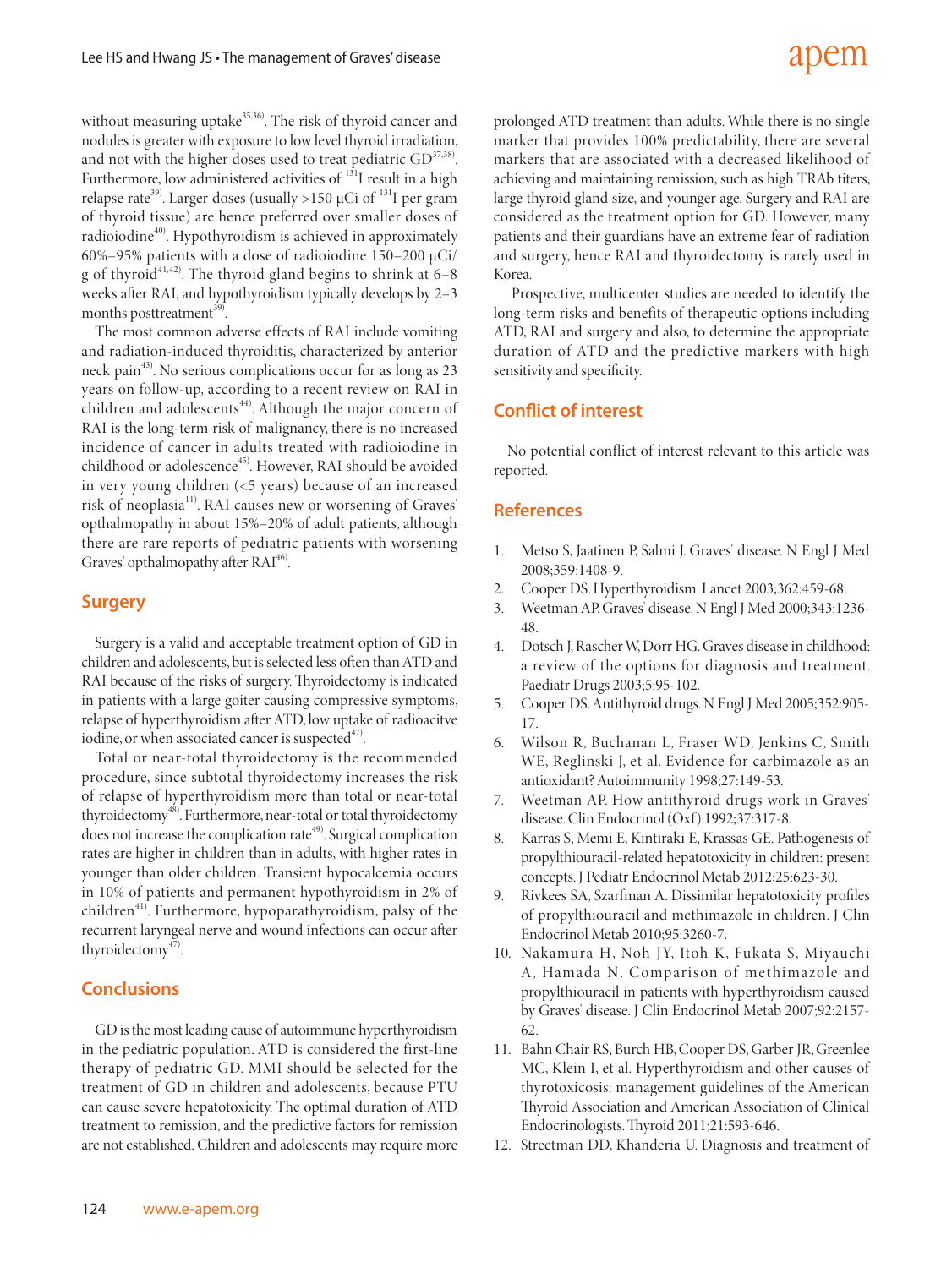without measuring uptake[35,36]. The risk of thyroid cancer and nodules is greater with exposure to low level thyroid irradiation, and not with the higher doses used to treat pediatric GD[37,38]. Furthermore, low administered activities of $^{131}$I result in a high relapse rate[39]. Larger doses (usually >150 μCi of $^{131}$I per gram of thyroid tissue) are hence preferred over smaller doses of radioiodine[40]. Hypothyroidism is achieved in approximately 60%–95% patients with a dose of radioiodine 150–200 μCi/g of thyroid[41,42]. The thyroid gland begins to shrink at 6–8 weeks after RAI, and hypothyroidism typically develops by 2–3 months posttreatment[39].

The most common adverse effects of RAI include vomiting and radiation-induced thyroiditis, characterized by anterior neck pain[43]. No serious complications occur for as long as 23 years on follow-up, according to a recent review on RAI in children and adolescents[44]. Although the major concern of RAI is the long-term risk of malignancy, there is no increased incidence of cancer in adults treated with radioiodine in childhood or adolescence[45]. However, RAI should be avoided in very young children (<5 years) because of an increased risk of neoplasia[11]. RAI causes new or worsening of Graves' opthalmopathy in about 15%–20% of adult patients, although there are rare reports of pediatric patients with worsening Graves' opthalmopathy after RAI[46].

## Surgery

Surgery is a valid and acceptable treatment option of GD in children and adolescents, but is selected less often than ATD and RAI because of the risks of surgery. Thyroidectomy is indicated in patients with a large goiter causing compressive symptoms, relapse of hyperthyroidism after ATD, low uptake of radioacitve iodine, or when associated cancer is suspected[47].

Total or near-total thyroidectomy is the recommended procedure, since subtotal thyroidectomy increases the risk of relapse of hyperthyroidism more than total or near-total thyroidectomy[48]. Furthermore, near-total or total thyroidectomy does not increase the complication rate[49]. Surgical complication rates are higher in children than in adults, with higher rates in younger than older children. Transient hypocalcemia occurs in 10% of patients and permanent hypothyroidism in 2% of children[41]. Furthermore, hypoparathyroidism, palsy of the recurrent laryngeal nerve and wound infections can occur after thyroidectomy[47].

## Conclusions

GD is the most leading cause of autoimmune hyperthyroidism in the pediatric population. ATD is considered the first-line therapy of pediatric GD. MMI should be selected for the treatment of GD in children and adolescents, because PTU can cause severe hepatotoxicity. The optimal duration of ATD treatment to remission, and the predictive factors for remission are not established. Children and adolescents may require more prolonged ATD treatment than adults. While there is no single marker that provides 100% predictability, there are several markers that are associated with a decreased likelihood of achieving and maintaining remission, such as high TRAb titers, large thyroid gland size, and younger age. Surgery and RAI are considered as the treatment option for GD. However, many patients and their guardians have an extreme fear of radiation and surgery, hence RAI and thyroidectomy is rarely used in Korea.

Prospective, multicenter studies are needed to identify the long-term risks and benefits of therapeutic options including ATD, RAI and surgery and also, to determine the appropriate duration of ATD and the predictive markers with high sensitivity and specificity.

## Conflict of interest

No potential conflict of interest relevant to this article was reported.

## References

1. Metso S, Jaatinen P, Salmi J. Graves' disease. N Engl J Med 2008;359:1408-9.
2. Cooper DS. Hyperthyroidism. Lancet 2003;362:459-68.
3. Weetman AP. Graves' disease. N Engl J Med 2000;343:1236-48.
4. Dotsch J, Rascher W, Dorr HG. Graves disease in childhood: a review of the options for diagnosis and treatment. Paediatr Drugs 2003;5:95-102.
5. Cooper DS. Antithyroid drugs. N Engl J Med 2005;352:905-17.
6. Wilson R, Buchanan L, Fraser WD, Jenkins C, Smith WE, Reglinski J, et al. Evidence for carbimazole as an antioxidant? Autoimmunity 1998;27:149-53.
7. Weetman AP. How antithyroid drugs work in Graves' disease. Clin Endocrinol (Oxf) 1992;37:317-8.
8. Karras S, Memi E, Kintiraki E, Krassas GE. Pathogenesis of propylthiouracil-related hepatotoxicity in children: present concepts. J Pediatr Endocrinol Metab 2012;25:623-30.
9. Rivkees SA, Szarfman A. Dissimilar hepatotoxicity profiles of propylthiouracil and methimazole in children. J Clin Endocrinol Metab 2010;95:3260-7.
10. Nakamura H, Noh JY, Itoh K, Fukata S, Miyauchi A, Hamada N. Comparison of methimazole and propylthiouracil in patients with hyperthyroidism caused by Graves' disease. J Clin Endocrinol Metab 2007;92:2157-62.
11. Bahn Chair RS, Burch HB, Cooper DS, Garber JR, Greenlee MC, Klein I, et al. Hyperthyroidism and other causes of thyrotoxicosis: management guidelines of the American Thyroid Association and American Association of Clinical Endocrinologists. Thyroid 2011;21:593-646.
12. Streetman DD, Khanderia U. Diagnosis and treatment of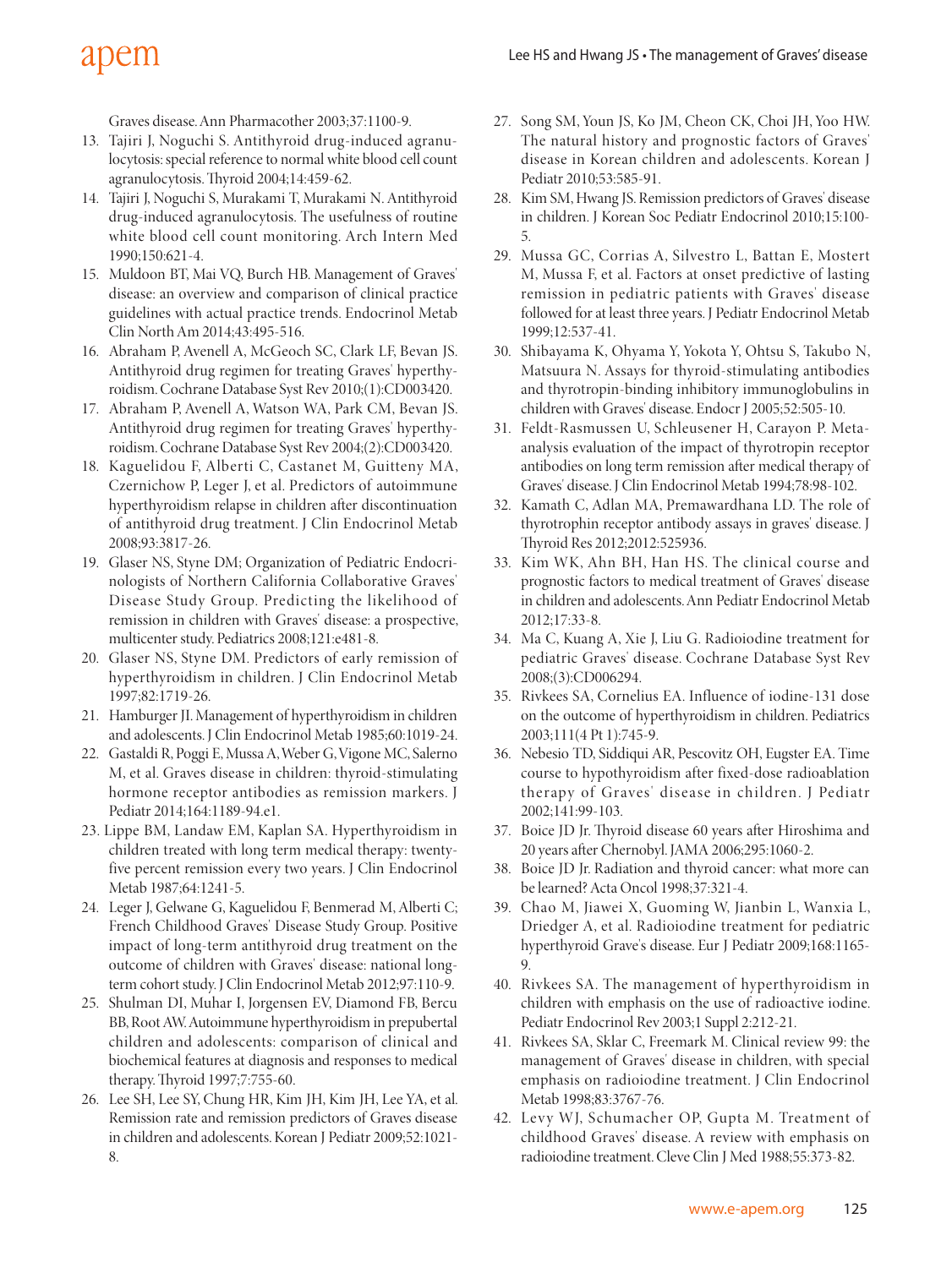Graves disease. Ann Pharmacother 2003;37:1100-9.

13. Tajiri J, Noguchi S. Antithyroid drug-induced agranulocytosis: special reference to normal white blood cell count agranulocytosis. Thyroid 2004;14:459-62.
14. Tajiri J, Noguchi S, Murakami T, Murakami N. Antithyroid drug-induced agranulocytosis. The usefulness of routine white blood cell count monitoring. Arch Intern Med 1990;150:621-4.
15. Muldoon BT, Mai VQ, Burch HB. Management of Graves' disease: an overview and comparison of clinical practice guidelines with actual practice trends. Endocrinol Metab Clin North Am 2014;43:495-516.
16. Abraham P, Avenell A, McGeoch SC, Clark LF, Bevan JS. Antithyroid drug regimen for treating Graves' hyperthyroidism. Cochrane Database Syst Rev 2010;(1):CD003420.
17. Abraham P, Avenell A, Watson WA, Park CM, Bevan JS. Antithyroid drug regimen for treating Graves' hyperthyroidism. Cochrane Database Syst Rev 2004;(2):CD003420.
18. Kaguelidou F, Alberti C, Castanet M, Guitteny MA, Czernichow P, Leger J, et al. Predictors of autoimmune hyperthyroidism relapse in children after discontinuation of antithyroid drug treatment. J Clin Endocrinol Metab 2008;93:3817-26.
19. Glaser NS, Styne DM; Organization of Pediatric Endocrinologists of Northern California Collaborative Graves' Disease Study Group. Predicting the likelihood of remission in children with Graves' disease: a prospective, multicenter study. Pediatrics 2008;121:e481-8.
20. Glaser NS, Styne DM. Predictors of early remission of hyperthyroidism in children. J Clin Endocrinol Metab 1997;82:1719-26.
21. Hamburger JI. Management of hyperthyroidism in children and adolescents. J Clin Endocrinol Metab 1985;60:1019-24.
22. Gastaldi R, Poggi E, Mussa A, Weber G, Vigone MC, Salerno M, et al. Graves disease in children: thyroid-stimulating hormone receptor antibodies as remission markers. J Pediatr 2014;164:1189-94.e1.
23. Lippe BM, Landaw EM, Kaplan SA. Hyperthyroidism in children treated with long term medical therapy: twenty-five percent remission every two years. J Clin Endocrinol Metab 1987;64:1241-5.
24. Leger J, Gelwane G, Kaguelidou F, Benmerad M, Alberti C; French Childhood Graves' Disease Study Group. Positive impact of long-term antithyroid drug treatment on the outcome of children with Graves' disease: national long-term cohort study. J Clin Endocrinol Metab 2012;97:110-9.
25. Shulman DI, Muhar I, Jorgensen EV, Diamond FB, Bercu BB, Root AW. Autoimmune hyperthyroidism in prepubertal children and adolescents: comparison of clinical and biochemical features at diagnosis and responses to medical therapy. Thyroid 1997;7:755-60.
26. Lee SH, Lee SY, Chung HR, Kim JH, Kim JH, Lee YA, et al. Remission rate and remission predictors of Graves disease in children and adolescents. Korean J Pediatr 2009;52:1021-8.
27. Song SM, Youn JS, Ko JM, Cheon CK, Choi JH, Yoo HW. The natural history and prognostic factors of Graves' disease in Korean children and adolescents. Korean J Pediatr 2010;53:585-91.
28. Kim SM, Hwang JS. Remission predictors of Graves' disease in children. J Korean Soc Pediatr Endocrinol 2010;15:100-5.
29. Mussa GC, Corrias A, Silvestro L, Battan E, Mostert M, Mussa F, et al. Factors at onset predictive of lasting remission in pediatric patients with Graves' disease followed for at least three years. J Pediatr Endocrinol Metab 1999;12:537-41.
30. Shibayama K, Ohyama Y, Yokota Y, Ohtsu S, Takubo N, Matsuura N. Assays for thyroid-stimulating antibodies and thyrotropin-binding inhibitory immunoglobulins in children with Graves' disease. Endocr J 2005;52:505-10.
31. Feldt-Rasmussen U, Schleusener H, Carayon P. Meta-analysis evaluation of the impact of thyrotropin receptor antibodies on long term remission after medical therapy of Graves' disease. J Clin Endocrinol Metab 1994;78:98-102.
32. Kamath C, Adlan MA, Premawardhana LD. The role of thyrotrophin receptor antibody assays in graves' disease. J Thyroid Res 2012;2012:525936.
33. Kim WK, Ahn BH, Han HS. The clinical course and prognostic factors to medical treatment of Graves' disease in children and adolescents. Ann Pediatr Endocrinol Metab 2012;17:33-8.
34. Ma C, Kuang A, Xie J, Liu G. Radioiodine treatment for pediatric Graves' disease. Cochrane Database Syst Rev 2008;(3):CD006294.
35. Rivkees SA, Cornelius EA. Influence of iodine-131 dose on the outcome of hyperthyroidism in children. Pediatrics 2003;111(4 Pt 1):745-9.
36. Nebesio TD, Siddiqui AR, Pescovitz OH, Eugster EA. Time course to hypothyroidism after fixed-dose radioablation therapy of Graves' disease in children. J Pediatr 2002;141:99-103.
37. Boice JD Jr. Thyroid disease 60 years after Hiroshima and 20 years after Chernobyl. JAMA 2006;295:1060-2.
38. Boice JD Jr. Radiation and thyroid cancer: what more can be learned? Acta Oncol 1998;37:321-4.
39. Chao M, Jiawei X, Guoming W, Jianbin L, Wanxia L, Driedger A, et al. Radioiodine treatment for pediatric hyperthyroid Grave's disease. Eur J Pediatr 2009;168:1165-9.
40. Rivkees SA. The management of hyperthyroidism in children with emphasis on the use of radioactive iodine. Pediatr Endocrinol Rev 2003;1 Suppl 2:212-21.
41. Rivkees SA, Sklar C, Freemark M. Clinical review 99: the management of Graves' disease in children, with special emphasis on radioiodine treatment. J Clin Endocrinol Metab 1998;83:3767-76.
42. Levy WJ, Schumacher OP, Gupta M. Treatment of childhood Graves' disease. A review with emphasis on radioiodine treatment. Cleve Clin J Med 1988;55:373-82.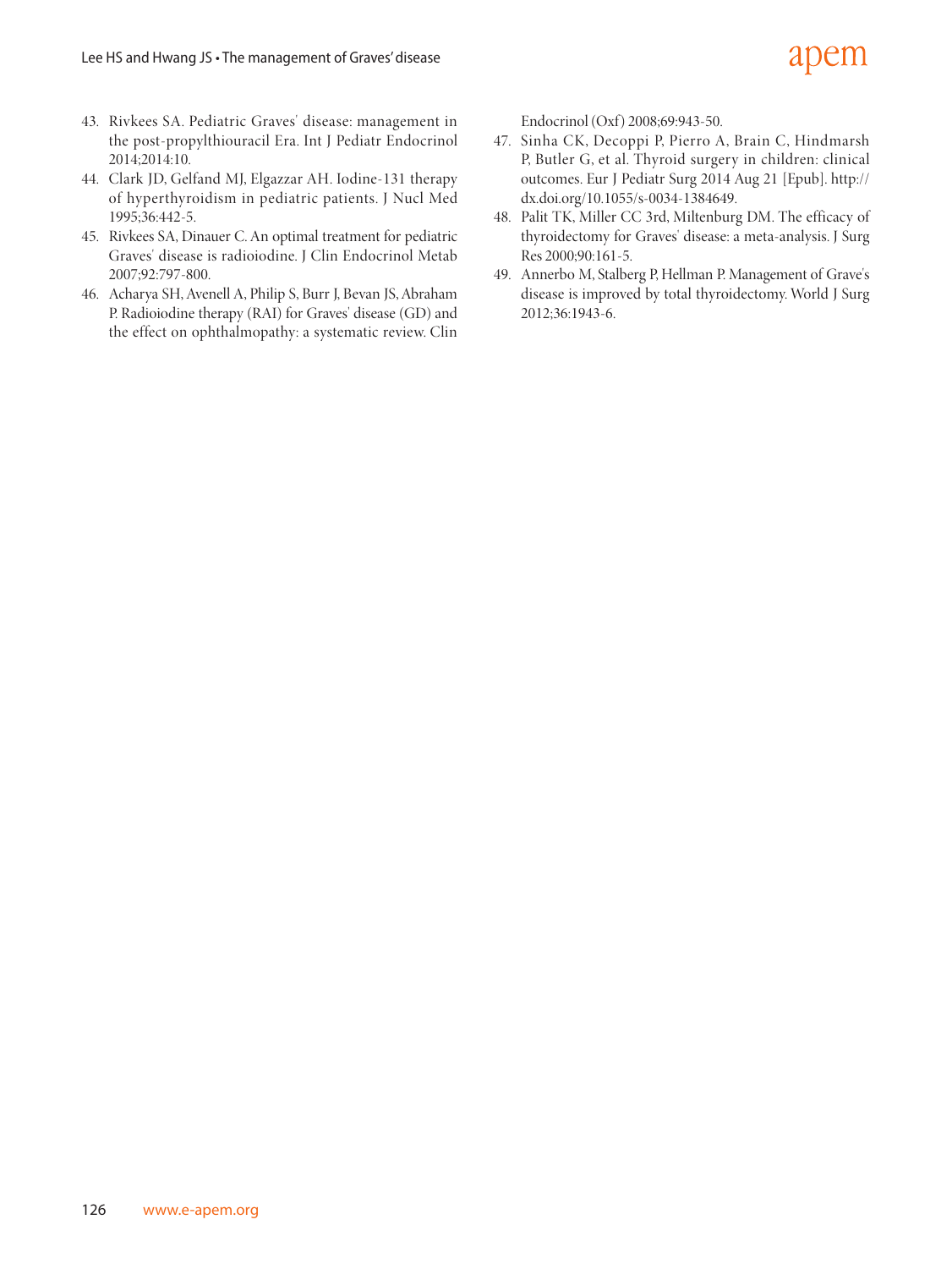43. Rivkees SA. Pediatric Graves' disease: management in the post-propylthiouracil Era. Int J Pediatr Endocrinol 2014;2014:10.
44. Clark JD, Gelfand MJ, Elgazzar AH. Iodine-131 therapy of hyperthyroidism in pediatric patients. J Nucl Med 1995;36:442-5.
45. Rivkees SA, Dinauer C. An optimal treatment for pediatric Graves' disease is radioiodine. J Clin Endocrinol Metab 2007;92:797-800.
46. Acharya SH, Avenell A, Philip S, Burr J, Bevan JS, Abraham P. Radioiodine therapy (RAI) for Graves' disease (GD) and the effect on ophthalmopathy: a systematic review. Clin Endocrinol (Oxf) 2008;69:943-50.
47. Sinha CK, Decoppi P, Pierro A, Brain C, Hindmarsh P, Butler G, et al. Thyroid surgery in children: clinical outcomes. Eur J Pediatr Surg 2014 Aug 21 [Epub]. http://dx.doi.org/10.1055/s-0034-1384649.
48. Palit TK, Miller CC 3rd, Miltenburg DM. The efficacy of thyroidectomy for Graves' disease: a meta-analysis. J Surg Res 2000;90:161-5.
49. Annerbo M, Stalberg P, Hellman P. Management of Grave's disease is improved by total thyroidectomy. World J Surg 2012;36:1943-6.